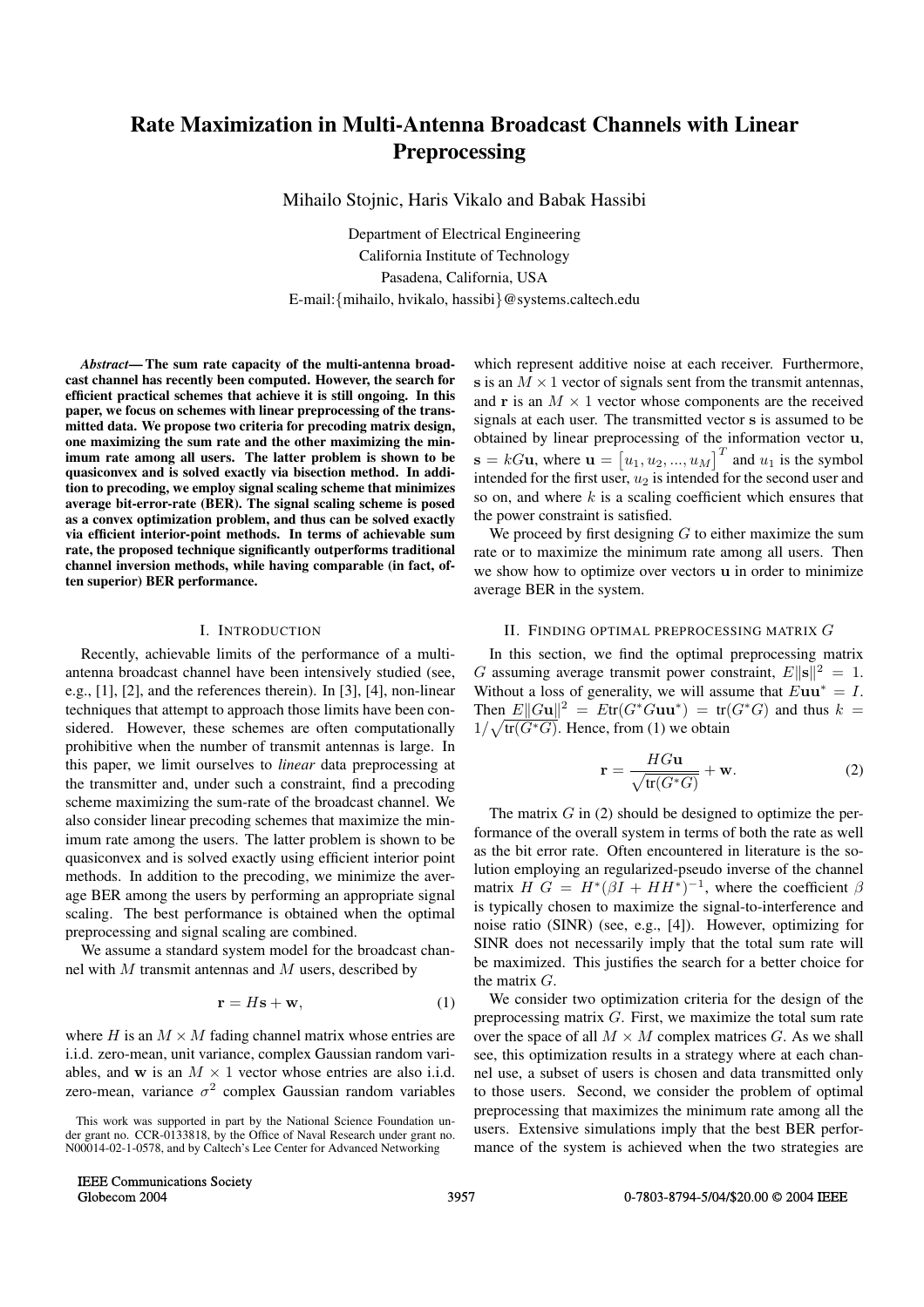# Rate Maximization in Multi-Antenna Broadcast Channels with Linear Preprocessing

Mihailo Stojnic, Haris Vikalo and Babak Hassibi

Department of Electrical Engineering
California Institute of Technology
Pasadena, California, USA
E-mail:{mihailo, hvikalo, hassibi}@systems.caltech.edu

***Abstract*— The sum rate capacity of the multi-antenna broadcast channel has recently been computed. However, the search for efficient practical schemes that achieve it is still ongoing. In this paper, we focus on schemes with linear preprocessing of the transmitted data. We propose two criteria for precoding matrix design, one maximizing the sum rate and the other maximizing the minimum rate among all users. The latter problem is shown to be quasiconvex and is solved exactly via bisection method. In addition to precoding, we employ signal scaling scheme that minimizes average bit-error-rate (BER). The signal scaling scheme is posed as a convex optimization problem, and thus can be solved exactly via efficient interior-point methods. In terms of achievable sum rate, the proposed technique significantly outperforms traditional channel inversion methods, while having comparable (in fact, often superior) BER performance.**

## I. Introduction

Recently, achievable limits of the performance of a multi-antenna broadcast channel have been intensively studied (see, e.g., [1], [2], and the references therein). In [3], [4], non-linear techniques that attempt to approach those limits have been considered. However, these schemes are often computationally prohibitive when the number of transmit antennas is large. In this paper, we limit ourselves to *linear* data preprocessing at the transmitter and, under such a constraint, find a precoding scheme maximizing the sum-rate of the broadcast channel. We also consider linear precoding schemes that maximize the minimum rate among the users. The latter problem is shown to be quasiconvex and is solved exactly using efficient interior point methods. In addition to the precoding, we minimize the average BER among the users by performing an appropriate signal scaling. The best performance is obtained when the optimal preprocessing and signal scaling are combined.

We assume a standard system model for the broadcast channel with $M$ transmit antennas and $M$ users, described by

$$\mathbf{r} = H\mathbf{s} + \mathbf{w}, \tag{1}$$

where $H$ is an $M \times M$ fading channel matrix whose entries are i.i.d. zero-mean, unit variance, complex Gaussian random variables, and $\mathbf{w}$ is an $M \times 1$ vector whose entries are also i.i.d. zero-mean, variance $\sigma^2$ complex Gaussian random variables which represent additive noise at each receiver. Furthermore, $\mathbf{s}$ is an $M \times 1$ vector of signals sent from the transmit antennas, and $\mathbf{r}$ is an $M \times 1$ vector whose components are the received signals at each user. The transmitted vector $\mathbf{s}$ is assumed to be obtained by linear preprocessing of the information vector $\mathbf{u}$, $\mathbf{s} = kG\mathbf{u}$, where $\mathbf{u} = \begin{bmatrix} u_1, u_2, ..., u_M \end{bmatrix}^T$ and $u_1$ is the symbol intended for the first user, $u_2$ is intended for the second user and so on, and where $k$ is a scaling coefficient which ensures that the power constraint is satisfied.

We proceed by first designing $G$ to either maximize the sum rate or to maximize the minimum rate among all users. Then we show how to optimize over vectors $\mathbf{u}$ in order to minimize average BER in the system.

## II. Finding optimal preprocessing matrix $G$

In this section, we find the optimal preprocessing matrix $G$ assuming average transmit power constraint, $E\|\mathbf{s}\|^2 = 1$. Without a loss of generality, we will assume that $E\mathbf{u}\mathbf{u}^* = I$. Then $E\|G\mathbf{u}\|^2 = E\text{tr}(G^*G\mathbf{u}\mathbf{u}^*) = \text{tr}(G^*G)$ and thus $k = 1/\sqrt{\text{tr}(G^*G)}$. Hence, from (1) we obtain

$$\mathbf{r} = \frac{HG\mathbf{u}}{\sqrt{\text{tr}(G^*G)}} + \mathbf{w}. \tag{2}$$

The matrix $G$ in (2) should be designed to optimize the performance of the overall system in terms of both the rate as well as the bit error rate. Often encountered in literature is the solution employing an regularized-pseudo inverse of the channel matrix $H$ $G = H^*(\beta I + HH^*)^{-1}$, where the coefficient $\beta$ is typically chosen to maximize the signal-to-interference and noise ratio (SINR) (see, e.g., [4]). However, optimizing for SINR does not necessarily imply that the total sum rate will be maximized. This justifies the search for a better choice for the matrix $G$.

We consider two optimization criteria for the design of the preprocessing matrix $G$. First, we maximize the total sum rate over the space of all $M \times M$ complex matrices $G$. As we shall see, this optimization results in a strategy where at each channel use, a subset of users is chosen and data transmitted only to those users. Second, we consider the problem of optimal preprocessing that maximizes the minimum rate among all the users. Extensive simulations imply that the best BER performance of the system is achieved when the two strategies are

This work was supported in part by the National Science Foundation under grant no. CCR-0133818, by the Office of Naval Research under grant no. N00014-02-1-0578, and by Caltech's Lee Center for Advanced Networking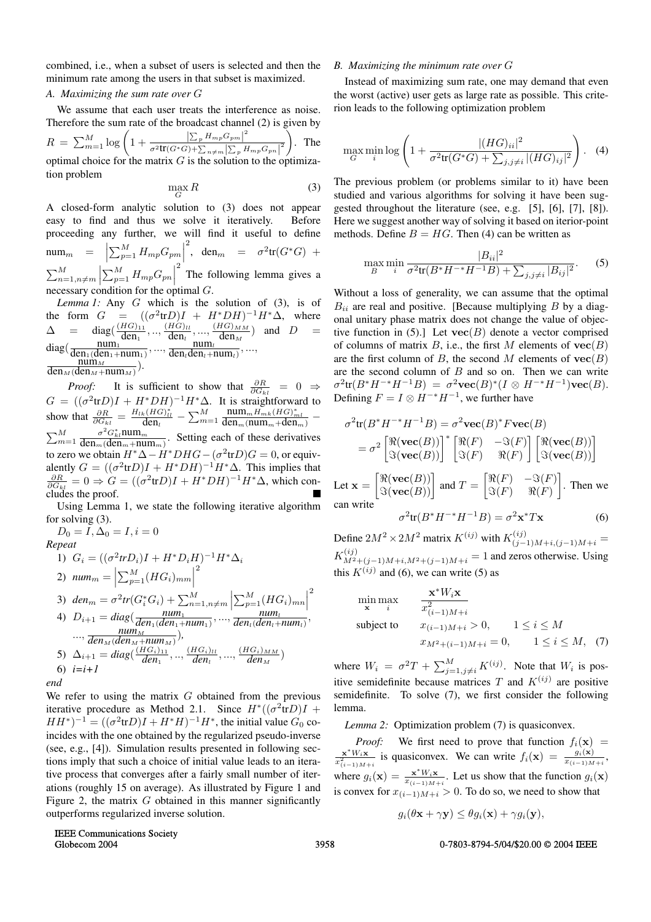combined, i.e., when a subset of users is selected and then the minimum rate among the users in that subset is maximized.

### A. Maximizing the sum rate over $G$

We assume that each user treats the interference as noise. Therefore the sum rate of the broadcast channel (2) is given by $R = \sum_{m=1}^{M} \log\left(1 + \frac{\left|\sum_p H_{mp} G_{pm}\right|^2}{\sigma^2 \text{tr}(G^*G) + \sum_{n \neq m} \left|\sum_p H_{mp} G_{pn}\right|^2}\right)$. The optimal choice for the matrix $G$ is the solution to the optimization problem

$$\max_G R \tag{3}$$

A closed-form analytic solution to (3) does not appear easy to find and thus we solve it iteratively. Before proceeding any further, we will find it useful to define $\text{num}_m = \left|\sum_{p=1}^{M} H_{mp} G_{pm}\right|^2$, $\text{den}_m = \sigma^2 \text{tr}(G^*G) + \sum_{n=1, n\neq m}^{M} \left|\sum_{p=1}^{M} H_{mp} G_{pn}\right|^2$ The following lemma gives a necessary condition for the optimal $G$.

*Lemma 1:* Any $G$ which is the solution of (3), is of the form $G = ((\sigma^2 \text{tr} D) I + H^* D H)^{-1} H^* \Delta$, where $\Delta = \text{diag}(\frac{(HG)_{11}}{\text{den}_1}, .., \frac{(HG)_{ll}}{\text{den}_l}, ..., \frac{(HG)_{MM}}{\text{den}_M})$ and $D = \text{diag}(\frac{\text{num}_1}{\text{den}_1(\text{den}_1 + \text{num}_1)}, ..., \frac{\text{num}_l}{\text{den}_l \text{den}_l + \text{num}_l)}, ..., \frac{\text{num}_M}{\text{den}_M(\text{den}_M + \text{num}_M)})$.

*Proof:* It is sufficient to show that $\frac{\partial R}{\partial G_{kl}} = 0 \Rightarrow G = ((\sigma^2 \text{tr} D) I + H^* D H)^{-1} H^* \Delta$. It is straightforward to show that $\frac{\partial R}{\partial G_{kl}} = \frac{H_{lk}(HG)^*_{ll}}{\text{den}_l} - \sum_{m=1}^{M} \frac{\text{num}_m H_{mk}(HG)^*_{ml}}{\text{den}_m(\text{num}_m + \text{den}_m)} - \sum_{m=1}^{M} \frac{\sigma^2 G^*_{kl} \text{num}_m}{\text{den}_m(\text{den}_m + \text{num}_m)}$. Setting each of these derivatives to zero we obtain $H^*\Delta - H^* D H G - (\sigma^2 \text{tr} D) G = 0$, or equivalently $G = ((\sigma^2 \text{tr} D) I + H^* D H)^{-1} H^* \Delta$. This implies that $\frac{\partial R}{\partial G_{kl}} = 0 \Rightarrow G = ((\sigma^2 \text{tr} D) I + H^* D H)^{-1} H^* \Delta$, which concludes the proof. ∎

Using Lemma 1, we state the following iterative algorithm for solving (3).

$D_0 = I, \Delta_0 = I, i = 0$

*Repeat*

1) $G_i = ((\sigma^2 tr D_i) I + H^* D_i H)^{-1} H^* \Delta_i$
2) $num_m = \left|\sum_{p=1}^{M} (HG_i)_{mm}\right|^2$
3) $den_m = \sigma^2 tr(G_i^* G_i) + \sum_{n=1, n\neq m}^{M} \left|\sum_{p=1}^{M} (HG_i)_{mn}\right|^2$
4) $D_{i+1} = diag(\frac{num_1}{den_1(den_1 + num_1)}, ..., \frac{num_l}{den_l(den_l + num_l)}, ..., \frac{num_M}{den_M(den_M + num_M)})$,
5) $\Delta_{i+1} = diag(\frac{(HG_i)_{11}}{den_1}, .., \frac{(HG_i)_{ll}}{den_l}, ..., \frac{(HG_i)_{MM}}{den_M})$
6) *i=i+1*

*end*

We refer to using the matrix $G$ obtained from the previous iterative procedure as Method 2.1. Since $H^*((\sigma^2 \text{tr} D) I + HH^*)^{-1} = ((\sigma^2 \text{tr} D) I + H^* H)^{-1} H^*$, the initial value $G_0$ coincides with the one obtained by the regularized pseudo-inverse (see, e.g., [4]). Simulation results presented in following sections imply that such a choice of initial value leads to an iterative process that converges after a fairly small number of iterations (roughly 15 on average). As illustrated by Figure 1 and Figure 2, the matrix $G$ obtained in this manner significantly outperforms regularized inverse solution.

### B. Maximizing the minimum rate over $G$

Instead of maximizing sum rate, one may demand that even the worst (active) user gets as large rate as possible. This criterion leads to the following optimization problem

$$\max_G \min_i \log\left(1 + \frac{|(HG)_{ii}|^2}{\sigma^2 \text{tr}(G^*G) + \sum_{j, j\neq i} |(HG)_{ij}|^2}\right). \tag{4}$$

The previous problem (or problems similar to it) have been studied and various algorithms for solving it have been suggested throughout the literature (see, e.g. [5], [6], [7], [8]). Here we suggest another way of solving it based on iterior-point methods. Define $B = HG$. Then (4) can be written as

$$\max_B \min_i \frac{|B_{ii}|^2}{\sigma^2 \text{tr}(B^* H^{-*} H^{-1} B) + \sum_{j, j\neq i} |B_{ij}|^2}. \tag{5}$$

Without a loss of generality, we can assume that the optimal $B_{ii}$ are real and positive. [Because multiplying $B$ by a diagonal unitary phase matrix does not change the value of objective function in (5).] Let $\textbf{vec}(B)$ denote a vector comprised of columns of matrix $B$, i.e., the first $M$ elements of $\textbf{vec}(B)$ are the first column of $B$, the second $M$ elements of $\textbf{vec}(B)$ are the second column of $B$ and so on. Then we can write $\sigma^2 \text{tr}(B^* H^{-*} H^{-1} B) = \sigma^2 \textbf{vec}(B)^* (I \otimes H^{-*} H^{-1}) \textbf{vec}(B)$. Defining $F = I \otimes H^{-*} H^{-1}$, we further have

$$\sigma^2 \text{tr}(B^* H^{-*} H^{-1} B) = \sigma^2 \textbf{vec}(B)^* F \textbf{vec}(B)$$
$$= \sigma^2 \begin{bmatrix} \Re(\textbf{vec}(B)) \\ \Im(\textbf{vec}(B)) \end{bmatrix}^* \begin{bmatrix} \Re(F) & -\Im(F) \\ \Im(F) & \Re(F) \end{bmatrix} \begin{bmatrix} \Re(\textbf{vec}(B)) \\ \Im(\textbf{vec}(B)) \end{bmatrix}$$

Let $\mathbf{x} = \begin{bmatrix} \Re(\textbf{vec}(B)) \\ \Im(\textbf{vec}(B)) \end{bmatrix}$ and $T = \begin{bmatrix} \Re(F) & -\Im(F) \\ \Im(F) & \Re(F) \end{bmatrix}$. Then we can write

$$\sigma^2 \text{tr}(B^* H^{-*} H^{-1} B) = \sigma^2 \mathbf{x}^* T \mathbf{x} \tag{6}$$

Define $2M^2 \times 2M^2$ matrix $K^{(ij)}$ with $K^{(ij)}_{(j-1)M+i, (j-1)M+i} = K^{(ij)}_{M^2+(j-1)M+i, M^2+(j-1)M+i} = 1$ and zeros otherwise. Using this $K^{(ij)}$ and (6), we can write (5) as

$$\begin{aligned} \min_{\mathbf{x}} \max_i \quad & \frac{\mathbf{x}^* W_i \mathbf{x}}{x^2_{(i-1)M+i}} \\ \text{subject to} \quad & x_{(i-1)M+i} > 0, \qquad 1 \leq i \leq M \\ & x_{M^2+(i-1)M+i} = 0, \qquad 1 \leq i \leq M, \end{aligned} \tag{7}$$

where $W_i = \sigma^2 T + \sum_{j=1, j\neq i}^{M} K^{(ij)}$. Note that $W_i$ is positive semidefinite because matrices $T$ and $K^{(ij)}$ are positive semidefinite. To solve (7), we first consider the following lemma.

*Lemma 2:* Optimization problem (7) is quasiconvex.

*Proof:* We first need to prove that function $f_i(\mathbf{x}) = \frac{\mathbf{x}^* W_i \mathbf{x}}{x^2_{(i-1)M+i}}$ is quasiconvex. We can write $f_i(\mathbf{x}) = \frac{g_i(\mathbf{x})}{x_{(i-1)M+i}}$, where $g_i(\mathbf{x}) = \frac{\mathbf{x}^* W_i \mathbf{x}}{x_{(i-1)M+i}}$. Let us show that the function $g_i(\mathbf{x})$ is convex for $x_{(i-1)M+i} > 0$. To do so, we need to show that

$$g_i(\theta \mathbf{x} + \gamma \mathbf{y}) \leq \theta g_i(\mathbf{x}) + \gamma g_i(\mathbf{y}),$$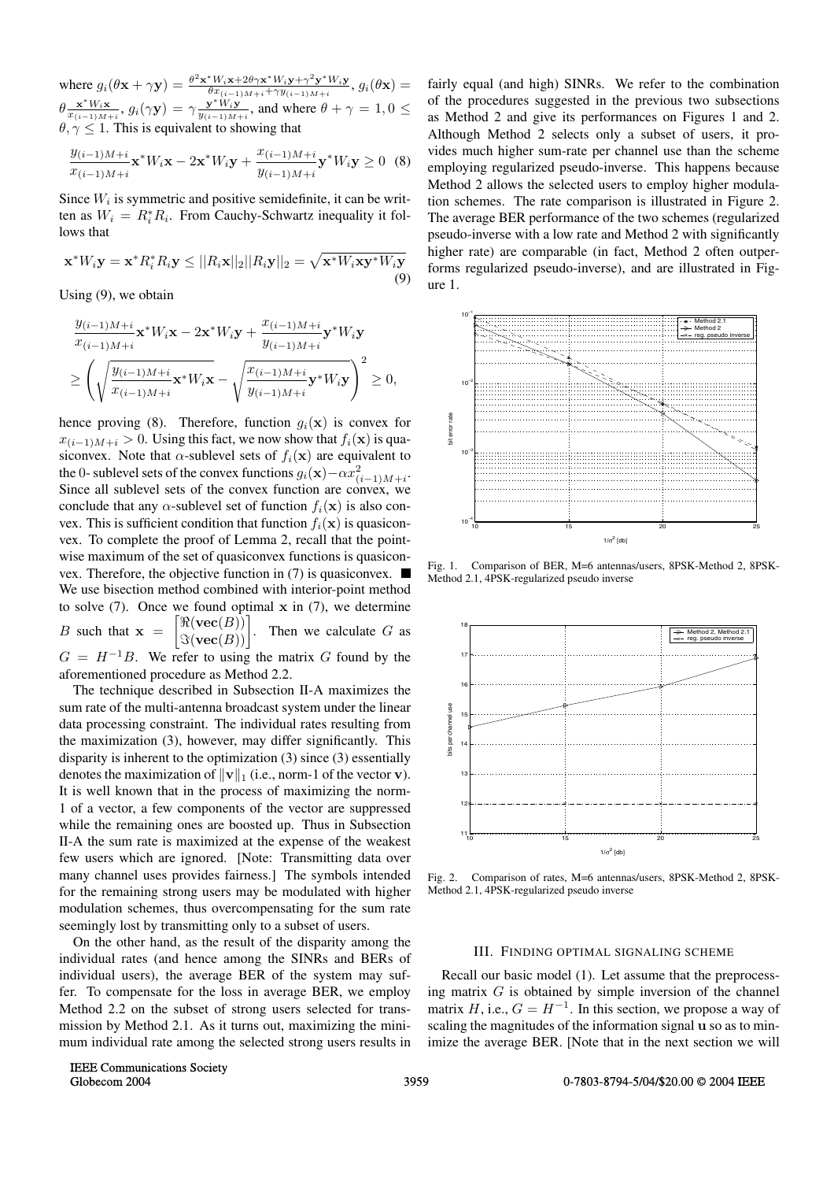where $g_i(\theta\mathbf{x}+\gamma\mathbf{y}) = \frac{\theta^2\mathbf{x}^*W_i\mathbf{x}+2\theta\gamma\mathbf{x}^*W_i\mathbf{y}+\gamma^2\mathbf{y}^*W_i\mathbf{y}}{\theta x_{(i-1)M+i}+\gamma y_{(i-1)M+i}}$, $g_i(\theta\mathbf{x}) = \theta\frac{\mathbf{x}^*W_i\mathbf{x}}{x_{(i-1)M+i}}$, $g_i(\gamma\mathbf{y}) = \gamma\frac{\mathbf{y}^*W_i\mathbf{y}}{y_{(i-1)M+i}}$, and where $\theta+\gamma = 1, 0 \leq \theta, \gamma \leq 1$. This is equivalent to showing that

$$\frac{y_{(i-1)M+i}}{x_{(i-1)M+i}}\mathbf{x}^*W_i\mathbf{x} - 2\mathbf{x}^*W_i\mathbf{y} + \frac{x_{(i-1)M+i}}{y_{(i-1)M+i}}\mathbf{y}^*W_i\mathbf{y} \geq 0 \quad (8)$$

Since $W_i$ is symmetric and positive semidefinite, it can be written as $W_i = R_i^*R_i$. From Cauchy-Schwartz inequality it follows that

$$\mathbf{x}^*W_i\mathbf{y} = \mathbf{x}^*R_i^*R_i\mathbf{y} \leq ||R_i\mathbf{x}||_2||R_i\mathbf{y}||_2 = \sqrt{\mathbf{x}^*W_i\mathbf{x}\mathbf{y}^*W_i\mathbf{y}} \quad (9)$$

Using (9), we obtain

$$\frac{y_{(i-1)M+i}}{x_{(i-1)M+i}}\mathbf{x}^*W_i\mathbf{x} - 2\mathbf{x}^*W_i\mathbf{y} + \frac{x_{(i-1)M+i}}{y_{(i-1)M+i}}\mathbf{y}^*W_i\mathbf{y}$$
$$\geq \left(\sqrt{\frac{y_{(i-1)M+i}}{x_{(i-1)M+i}}\mathbf{x}^*W_i\mathbf{x}} - \sqrt{\frac{x_{(i-1)M+i}}{y_{(i-1)M+i}}\mathbf{y}^*W_i\mathbf{y}}\right)^2 \geq 0,$$

hence proving (8). Therefore, function $g_i(\mathbf{x})$ is convex for $x_{(i-1)M+i} > 0$. Using this fact, we now show that $f_i(\mathbf{x})$ is quasiconvex. Note that $\alpha$-sublevel sets of $f_i(\mathbf{x})$ are equivalent to the 0- sublevel sets of the convex functions $g_i(\mathbf{x}) - \alpha x_{(i-1)M+i}^2$. Since all sublevel sets of the convex function are convex, we conclude that any $\alpha$-sublevel set of function $f_i(\mathbf{x})$ is also convex. This is sufficient condition that function $f_i(\mathbf{x})$ is quasiconvex. To complete the proof of Lemma 2, recall that the pointwise maximum of the set of quasiconvex functions is quasiconvex. Therefore, the objective function in (7) is quasiconvex. ■

We use bisection method combined with interior-point method to solve (7). Once we found optimal $\mathbf{x}$ in (7), we determine $B$ such that $\mathbf{x} = \begin{bmatrix}\Re(\mathbf{vec}(B))\\ \Im(\mathbf{vec}(B))\end{bmatrix}$. Then we calculate $G$ as $G = H^{-1}B$. We refer to using the matrix $G$ found by the aforementioned procedure as Method 2.2.

The technique described in Subsection II-A maximizes the sum rate of the multi-antenna broadcast system under the linear data processing constraint. The individual rates resulting from the maximization (3), however, may differ significantly. This disparity is inherent to the optimization (3) since (3) essentially denotes the maximization of $\|\mathbf{v}\|_1$ (i.e., norm-1 of the vector $\mathbf{v}$). It is well known that in the process of maximizing the norm-1 of a vector, a few components of the vector are suppressed while the remaining ones are boosted up. Thus in Subsection II-A the sum rate is maximized at the expense of the weakest few users which are ignored. [Note: Transmitting data over many channel uses provides fairness.] The symbols intended for the remaining strong users may be modulated with higher modulation schemes, thus overcompensating for the sum rate seemingly lost by transmitting only to a subset of users.

On the other hand, as the result of the disparity among the individual rates (and hence among the SINRs and BERs of individual users), the average BER of the system may suffer. To compensate for the loss in average BER, we employ Method 2.2 on the subset of strong users selected for transmission by Method 2.1. As it turns out, maximizing the minimum individual rate among the selected strong users results in fairly equal (and high) SINRs. We refer to the combination of the procedures suggested in the previous two subsections as Method 2 and give its performances on Figures 1 and 2. Although Method 2 selects only a subset of users, it provides much higher sum-rate per channel use than the scheme employing regularized pseudo-inverse. This happens because Method 2 allows the selected users to employ higher modulation schemes. The rate comparison is illustrated in Figure 2. The average BER performance of the two schemes (regularized pseudo-inverse with a low rate and Method 2 with significantly higher rate) are comparable (in fact, Method 2 often outperforms regularized pseudo-inverse), and are illustrated in Figure 1.

Fig. 1. Comparison of BER, M=6 antennas/users, 8PSK-Method 2, 8PSK-Method 2.1, 4PSK-regularized pseudo inverse

Fig. 2. Comparison of rates, M=6 antennas/users, 8PSK-Method 2, 8PSK-Method 2.1, 4PSK-regularized pseudo inverse

## III. Finding optimal signaling scheme

Recall our basic model (1). Let assume that the preprocessing matrix $G$ is obtained by simple inversion of the channel matrix $H$, i.e., $G = H^{-1}$. In this section, we propose a way of scaling the magnitudes of the information signal $\mathbf{u}$ so as to minimize the average BER. [Note that in the next section we will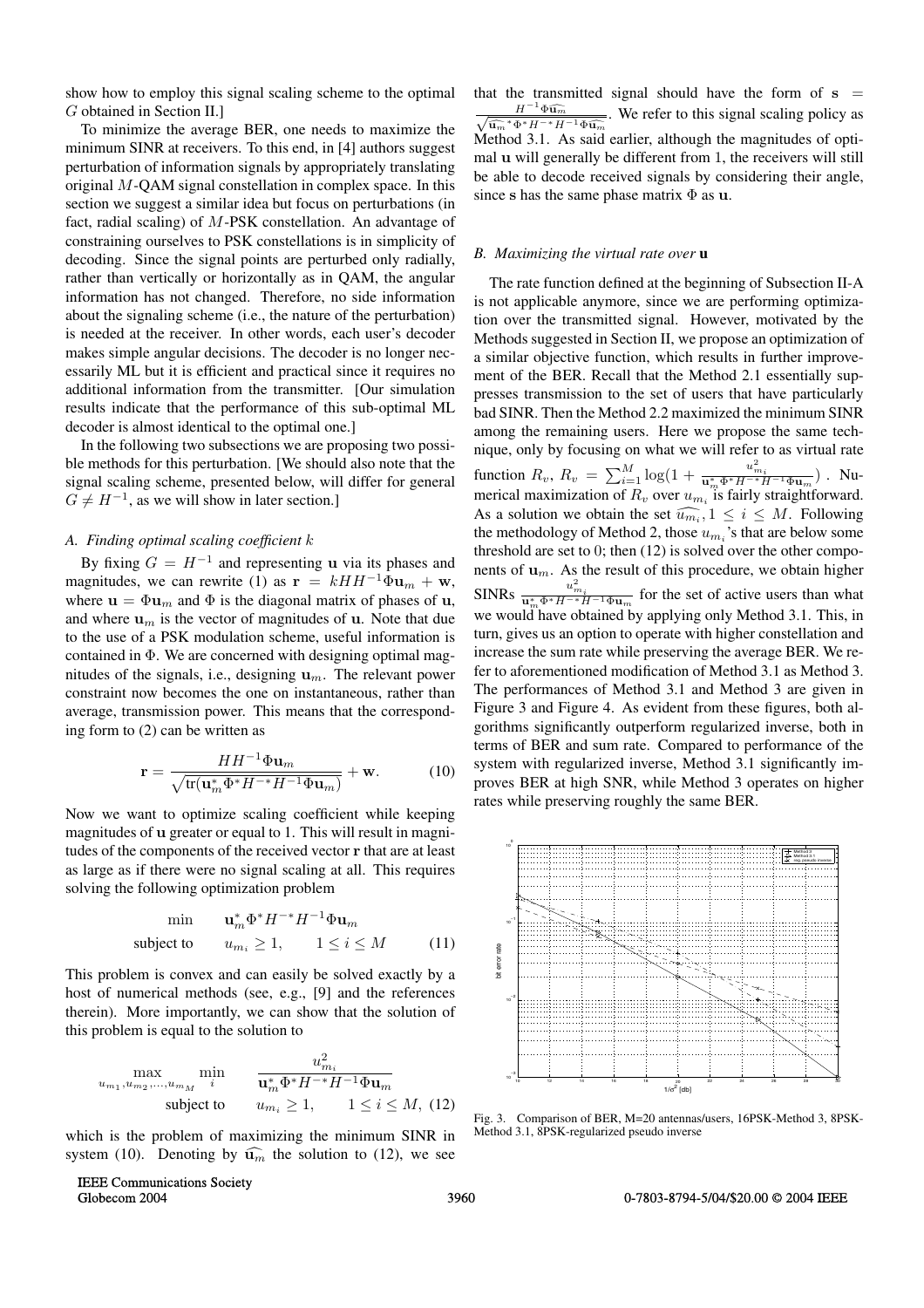show how to employ this signal scaling scheme to the optimal $G$ obtained in Section II.]

To minimize the average BER, one needs to maximize the minimum SINR at receivers. To this end, in [4] authors suggest perturbation of information signals by appropriately translating original $M$-QAM signal constellation in complex space. In this section we suggest a similar idea but focus on perturbations (in fact, radial scaling) of $M$-PSK constellation. An advantage of constraining ourselves to PSK constellations is in simplicity of decoding. Since the signal points are perturbed only radially, rather than vertically or horizontally as in QAM, the angular information has not changed. Therefore, no side information about the signaling scheme (i.e., the nature of the perturbation) is needed at the receiver. In other words, each user's decoder makes simple angular decisions. The decoder is no longer necessarily ML but it is efficient and practical since it requires no additional information from the transmitter. [Our simulation results indicate that the performance of this sub-optimal ML decoder is almost identical to the optimal one.]

In the following two subsections we are proposing two possible methods for this perturbation. [We should also note that the signal scaling scheme, presented below, will differ for general $G \neq H^{-1}$, as we will show in later section.]

### A. Finding optimal scaling coefficient $k$

By fixing $G = H^{-1}$ and representing $\mathbf{u}$ via its phases and magnitudes, we can rewrite (1) as $\mathbf{r} = kHH^{-1}\Phi\mathbf{u}_m + \mathbf{w}$, where $\mathbf{u} = \Phi\mathbf{u}_m$ and $\Phi$ is the diagonal matrix of phases of $\mathbf{u}$, and where $\mathbf{u}_m$ is the vector of magnitudes of $\mathbf{u}$. Note that due to the use of a PSK modulation scheme, useful information is contained in $\Phi$. We are concerned with designing optimal magnitudes of the signals, i.e., designing $\mathbf{u}_m$. The relevant power constraint now becomes the one on instantaneous, rather than average, transmission power. This means that the corresponding form to (2) can be written as

$$\mathbf{r} = \frac{HH^{-1}\Phi\mathbf{u}_m}{\sqrt{\operatorname{tr}(\mathbf{u}_m^*\Phi^*H^{-*}H^{-1}\Phi\mathbf{u}_m)}} + \mathbf{w}. \qquad (10)$$

Now we want to optimize scaling coefficient while keeping magnitudes of $\mathbf{u}$ greater or equal to 1. This will result in magnitudes of the components of the received vector $\mathbf{r}$ that are at least as large as if there were no signal scaling at all. This requires solving the following optimization problem

$$\begin{aligned} \min \quad & \mathbf{u}_m^*\Phi^*H^{-*}H^{-1}\Phi\mathbf{u}_m \\ \text{subject to} \quad & u_{m_i} \geq 1, \qquad 1 \leq i \leq M \end{aligned} \qquad (11)$$

This problem is convex and can easily be solved exactly by a host of numerical methods (see, e.g., [9] and the references therein). More importantly, we can show that the solution of this problem is equal to the solution to

$$\begin{aligned} \max_{u_{m_1}, u_{m_2}, \ldots, u_{m_M}} \min_i \quad & \frac{u_{m_i}^2}{\mathbf{u}_m^*\Phi^*H^{-*}H^{-1}\Phi\mathbf{u}_m} \\ \text{subject to} \quad & u_{m_i} \geq 1, \qquad 1 \leq i \leq M, \end{aligned} \qquad (12)$$

which is the problem of maximizing the minimum SINR in system (10). Denoting by $\widehat{\mathbf{u}_m}$ the solution to (12), we see that the transmitted signal should have the form of $\mathbf{s} = \frac{H^{-1}\Phi\widehat{\mathbf{u}_m}}{\sqrt{\widehat{\mathbf{u}_m}^*\Phi^*H^{-*}H^{-1}\Phi\widehat{\mathbf{u}_m}}}$. We refer to this signal scaling policy as Method 3.1. As said earlier, although the magnitudes of optimal $\mathbf{u}$ will generally be different from 1, the receivers will still be able to decode received signals by considering their angle, since $\mathbf{s}$ has the same phase matrix $\Phi$ as $\mathbf{u}$.

### B. Maximizing the virtual rate over $\mathbf{u}$

The rate function defined at the beginning of Subsection II-A is not applicable anymore, since we are performing optimization over the transmitted signal. However, motivated by the Methods suggested in Section II, we propose an optimization of a similar objective function, which results in further improvement of the BER. Recall that the Method 2.1 essentially suppresses transmission to the set of users that have particularly bad SINR. Then the Method 2.2 maximized the minimum SINR among the remaining users. Here we propose the same technique, only by focusing on what we will refer to as virtual rate function $R_v$, $R_v = \sum_{i=1}^{M} \log(1 + \frac{u_{m_i}^2}{\mathbf{u}_m^*\Phi^*H^{-*}H^{-1}\Phi\mathbf{u}_m})$ . Numerical maximization of $R_v$ over $u_{m_i}$ is fairly straightforward. As a solution we obtain the set $\widehat{u_{m_i}}, 1 \leq i \leq M$. Following the methodology of Method 2, those $u_{m_i}$'s that are below some threshold are set to 0; then (12) is solved over the other components of $\mathbf{u}_m$. As the result of this procedure, we obtain higher SINRs $\frac{u_{m_i}^2}{\mathbf{u}_m^*\Phi^*H^{-*}H^{-1}\Phi\mathbf{u}_m}$ for the set of active users than what we would have obtained by applying only Method 3.1. This, in turn, gives us an option to operate with higher constellation and increase the sum rate while preserving the average BER. We refer to aforementioned modification of Method 3.1 as Method 3. The performances of Method 3.1 and Method 3 are given in Figure 3 and Figure 4. As evident from these figures, both algorithms significantly outperform regularized inverse, both in terms of BER and sum rate. Compared to performance of the system with regularized inverse, Method 3.1 significantly improves BER at high SNR, while Method 3 operates on higher rates while preserving roughly the same BER.

Fig. 3. Comparison of BER, M=20 antennas/users, 16PSK-Method 3, 8PSK-Method 3.1, 8PSK-regularized pseudo inverse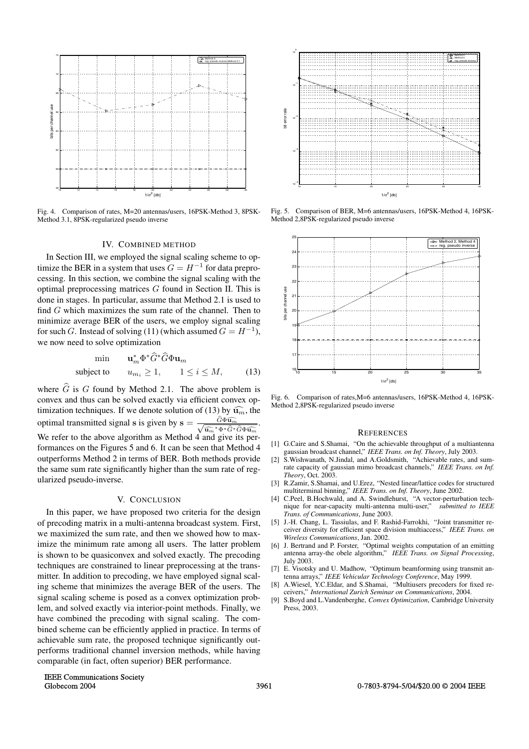72

Method 3
reg. pseudo inverse,Method 3.1

70

68

66

64

62

60

58

10 12 14 16 18 20 22 24 26 28 30

bits per channel use

$1/\sigma^2$ [db]

Fig. 4. Comparison of rates, M=20 antennas/users, 16PSK-Method 3, 8PSK-Method 3.1, 8PSK-regularized pseudo inverse

## IV. Combined Method

In Section III, we employed the signal scaling scheme to optimize the BER in a system that uses $G = H^{-1}$ for data preprocessing. In this section, we combine the signal scaling with the optimal preprocessing matrices $G$ found in Section II. This is done in stages. In particular, assume that Method 2.1 is used to find $G$ which maximizes the sum rate of the channel. Then to minimize average BER of the users, we employ signal scaling for such $G$. Instead of solving (11) (which assumed $G = H^{-1}$), we now need to solve optimization

$$\begin{array}{ll} \min & \mathbf{u}_m^* \Phi^* \widehat{G}^* \widehat{G} \Phi \mathbf{u}_m \\ \text{subject to} & u_{m_i} \geq 1, \qquad 1 \leq i \leq M, \end{array} \qquad (13)$$

where $\widehat{G}$ is $G$ found by Method 2.1. The above problem is convex and thus can be solved exactly via efficient convex optimization techniques. If we denote solution of (13) by $\widehat{\mathbf{u}_m}$, the optimal transmitted signal $\mathbf{s}$ is given by $\mathbf{s} = \frac{\widehat{G}\Phi\widehat{\mathbf{u}_m}}{\sqrt{\widehat{\mathbf{u}_m}^* \Phi^* \widehat{G}^* \widehat{G} \Phi \widehat{\mathbf{u}_m}}}$. We refer to the above algorithm as Method 4 and give its performances on the Figures 5 and 6. It can be seen that Method 4 outperforms Method 2 in terms of BER. Both methods provide the same sum rate significantly higher than the sum rate of regularized pseudo-inverse.

## V. Conclusion

In this paper, we have proposed two criteria for the design of precoding matrix in a multi-antenna broadcast system. First, we maximized the sum rate, and then we showed how to maximize the minimum rate among all users. The latter problem is shown to be quasiconvex and solved exactly. The precoding techniques are constrained to linear preprocessing at the transmitter. In addition to precoding, we have employed signal scaling scheme that minimizes the average BER of the users. The signal scaling scheme is posed as a convex optimization problem, and solved exactly via interior-point methods. Finally, we have combined the precoding with signal scaling. The combined scheme can be efficiently applied in practice. In terms of achievable sum rate, the proposed technique significantly outperforms traditional channel inversion methods, while having comparable (in fact, often superior) BER performance.

$10^0$

Method 4
Method 2
reg. pseudo inverse

$10^{-1}$

$10^{-2}$

$10^{-3}$

$10^{-4}$

10 15 20 25 30 35

bit error rate

$1/\sigma^2$ [db]

Fig. 5. Comparison of BER, M=6 antennas/users, 16PSK-Method 4, 16PSK-Method 2,8PSK-regularized pseudo inverse

25

Method 2, Method 4
reg. pseudo inverse

24

23

22

21

20

19

18

17

16

10 15 20 25 30 35

bits per channel use

$1/\sigma^2$ [db]

Fig. 6. Comparison of rates,M=6 antennas/users, 16PSK-Method 4, 16PSK-Method 2,8PSK-regularized pseudo inverse

## References

[1] G.Caire and S.Shamai, "On the achievable throughput of a multiantenna gaussian broadcast channel," *IEEE Trans. on Inf. Theory*, July 2003.

[2] S.Wishwanath, N.Jindal, and A.Goldsmith, "Achievable rates, and sum-rate capacity of gaussian mimo broadcast channels," *IEEE Trans. on Inf. Theory*, Oct. 2003.

[3] R.Zamir, S.Shamai, and U.Erez, "Nested linear/lattice codes for structured multiterminal binning," *IEEE Trans. on Inf. Theory*, June 2002.

[4] C.Peel, B.Hochwald, and A. Swindlehurst, "A vector-perturbation technique for near-capacity multi-antenna multi-user," *submitted to IEEE Trans. of Communications*, June 2003.

[5] J.-H. Chang, L. Tassiulas, and F. Rashid-Farrokhi, "Joint transmitter receiver diversity for efficient space division multiaccess," *IEEE Trans. on Wireless Communications*, Jan. 2002.

[6] J. Bertrand and P. Forster, "Optimal weights computation of an emitting antenna array-the obele algorithm," *IEEE Trans. on Signal Processing*, July 2003.

[7] E. Visotsky and U. Madhow, "Optimum beamforming using transmit antenna arrays," *IEEE Vehicular Technology Conference*, May 1999.

[8] A.Wiesel, Y.C.Eldar, and S.Shamai, "Multiusers precoders for fixed receivers," *International Zurich Seminar on Communications*, 2004.

[9] S.Boyd and L.Vandenberghe, *Convex Optimization*, Cambridge University Press, 2003.